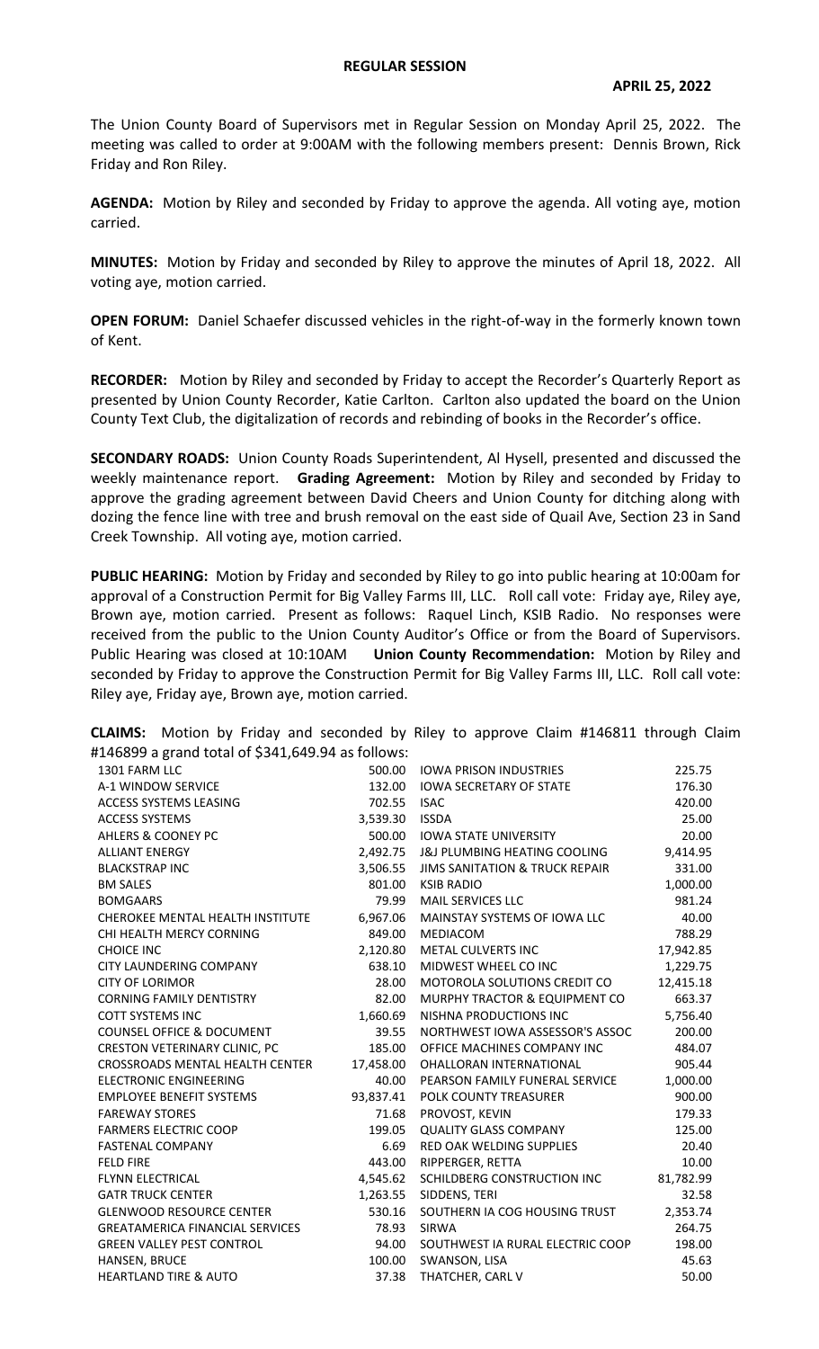# REGULAR SESSION

**APRIL 25, 2022**

The Union County Board of Supervisors met in Regular Session on Monday April 25, 2022. The meeting was called to order at 9:00AM with the following members present: Dennis Brown, Rick Friday and Ron Riley.

**AGENDA:** Motion by Riley and seconded by Friday to approve the agenda. All voting aye, motion carried.

**MINUTES:** Motion by Friday and seconded by Riley to approve the minutes of April 18, 2022. All voting aye, motion carried.

**OPEN FORUM:** Daniel Schaefer discussed vehicles in the right-of-way in the formerly known town of Kent.

**RECORDER:** Motion by Riley and seconded by Friday to accept the Recorder's Quarterly Report as presented by Union County Recorder, Katie Carlton. Carlton also updated the board on the Union County Text Club, the digitalization of records and rebinding of books in the Recorder's office.

**SECONDARY ROADS:** Union County Roads Superintendent, Al Hysell, presented and discussed the weekly maintenance report. **Grading Agreement:** Motion by Riley and seconded by Friday to approve the grading agreement between David Cheers and Union County for ditching along with dozing the fence line with tree and brush removal on the east side of Quail Ave, Section 23 in Sand Creek Township. All voting aye, motion carried.

**PUBLIC HEARING:** Motion by Friday and seconded by Riley to go into public hearing at 10:00am for approval of a Construction Permit for Big Valley Farms III, LLC. Roll call vote: Friday aye, Riley aye, Brown aye, motion carried. Present as follows: Raquel Linch, KSIB Radio. No responses were received from the public to the Union County Auditor's Office or from the Board of Supervisors. Public Hearing was closed at 10:10AM **Union County Recommendation:** Motion by Riley and seconded by Friday to approve the Construction Permit for Big Valley Farms III, LLC. Roll call vote: Riley aye, Friday aye, Brown aye, motion carried.

**CLAIMS:** Motion by Friday and seconded by Riley to approve Claim #146811 through Claim #146899 a grand total of $341,649.94 as follows:

| | |
|---|---|
| 1301 FARM LLC | 500.00 |
| A-1 WINDOW SERVICE | 132.00 |
| ACCESS SYSTEMS LEASING | 702.55 |
| ACCESS SYSTEMS | 3,539.30 |
| AHLERS & COONEY PC | 500.00 |
| ALLIANT ENERGY | 2,492.75 |
| BLACKSTRAP INC | 3,506.55 |
| BM SALES | 801.00 |
| BOMGAARS | 79.99 |
| CHEROKEE MENTAL HEALTH INSTITUTE | 6,967.06 |
| CHI HEALTH MERCY CORNING | 849.00 |
| CHOICE INC | 2,120.80 |
| CITY LAUNDERING COMPANY | 638.10 |
| CITY OF LORIMOR | 28.00 |
| CORNING FAMILY DENTISTRY | 82.00 |
| COTT SYSTEMS INC | 1,660.69 |
| COUNSEL OFFICE & DOCUMENT | 39.55 |
| CRESTON VETERINARY CLINIC, PC | 185.00 |
| CROSSROADS MENTAL HEALTH CENTER | 17,458.00 |
| ELECTRONIC ENGINEERING | 40.00 |
| EMPLOYEE BENEFIT SYSTEMS | 93,837.41 |
| FAREWAY STORES | 71.68 |
| FARMERS ELECTRIC COOP | 199.05 |
| FASTENAL COMPANY | 6.69 |
| FELD FIRE | 443.00 |
| FLYNN ELECTRICAL | 4,545.62 |
| GATR TRUCK CENTER | 1,263.55 |
| GLENWOOD RESOURCE CENTER | 530.16 |
| GREATAMERICA FINANCIAL SERVICES | 78.93 |
| GREEN VALLEY PEST CONTROL | 94.00 |
| HANSEN, BRUCE | 100.00 |
| HEARTLAND TIRE & AUTO | 37.38 |
| IOWA PRISON INDUSTRIES | 225.75 |
| IOWA SECRETARY OF STATE | 176.30 |
| ISAC | 420.00 |
| ISSDA | 25.00 |
| IOWA STATE UNIVERSITY | 20.00 |
| J&J PLUMBING HEATING COOLING | 9,414.95 |
| JIMS SANITATION & TRUCK REPAIR | 331.00 |
| KSIB RADIO | 1,000.00 |
| MAIL SERVICES LLC | 981.24 |
| MAINSTAY SYSTEMS OF IOWA LLC | 40.00 |
| MEDIACOM | 788.29 |
| METAL CULVERTS INC | 17,942.85 |
| MIDWEST WHEEL CO INC | 1,229.75 |
| MOTOROLA SOLUTIONS CREDIT CO | 12,415.18 |
| MURPHY TRACTOR & EQUIPMENT CO | 663.37 |
| NISHNA PRODUCTIONS INC | 5,756.40 |
| NORTHWEST IOWA ASSESSOR'S ASSOC | 200.00 |
| OFFICE MACHINES COMPANY INC | 484.07 |
| OHALLORAN INTERNATIONAL | 905.44 |
| PEARSON FAMILY FUNERAL SERVICE | 1,000.00 |
| POLK COUNTY TREASURER | 900.00 |
| PROVOST, KEVIN | 179.33 |
| QUALITY GLASS COMPANY | 125.00 |
| RED OAK WELDING SUPPLIES | 20.40 |
| RIPPERGER, RETTA | 10.00 |
| SCHILDBERG CONSTRUCTION INC | 81,782.99 |
| SIDDENS, TERI | 32.58 |
| SOUTHERN IA COG HOUSING TRUST | 2,353.74 |
| SIRWA | 264.75 |
| SOUTHWEST IA RURAL ELECTRIC COOP | 198.00 |
| SWANSON, LISA | 45.63 |
| THATCHER, CARL V | 50.00 |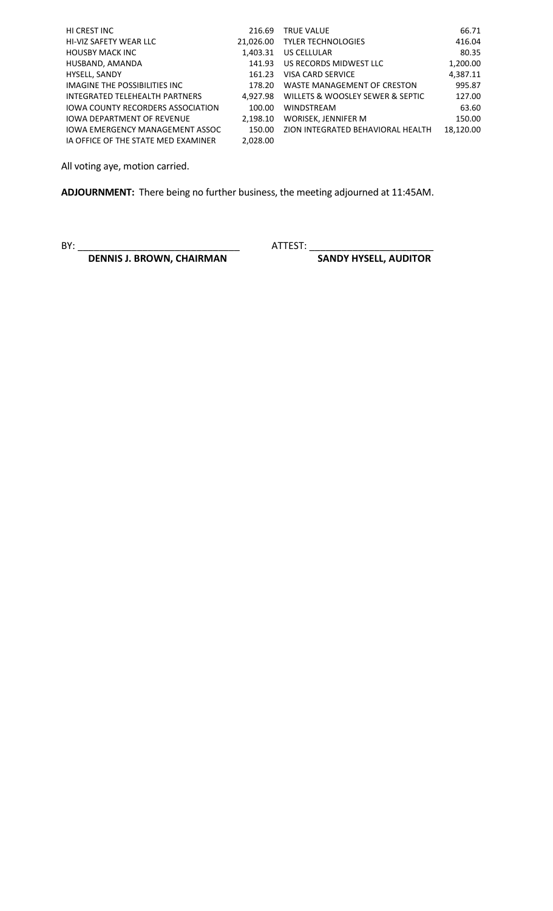| | | | |
|---|---|---|---|
| HI CREST INC | 216.69 | TRUE VALUE | 66.71 |
| HI-VIZ SAFETY WEAR LLC | 21,026.00 | TYLER TECHNOLOGIES | 416.04 |
| HOUSBY MACK INC | 1,403.31 | US CELLULAR | 80.35 |
| HUSBAND, AMANDA | 141.93 | US RECORDS MIDWEST LLC | 1,200.00 |
| HYSELL, SANDY | 161.23 | VISA CARD SERVICE | 4,387.11 |
| IMAGINE THE POSSIBILITIES INC | 178.20 | WASTE MANAGEMENT OF CRESTON | 995.87 |
| INTEGRATED TELEHEALTH PARTNERS | 4,927.98 | WILLETS & WOOSLEY SEWER & SEPTIC | 127.00 |
| IOWA COUNTY RECORDERS ASSOCIATION | 100.00 | WINDSTREAM | 63.60 |
| IOWA DEPARTMENT OF REVENUE | 2,198.10 | WORISEK, JENNIFER M | 150.00 |
| IOWA EMERGENCY MANAGEMENT ASSOC | 150.00 | ZION INTEGRATED BEHAVIORAL HEALTH | 18,120.00 |
| IA OFFICE OF THE STATE MED EXAMINER | 2,028.00 | | |

All voting aye, motion carried.

**ADJOURNMENT:** There being no further business, the meeting adjourned at 11:45AM.

BY: ______________________________ ATTEST: ______________________

**DENNIS J. BROWN, CHAIRMAN** **SANDY HYSELL, AUDITOR**